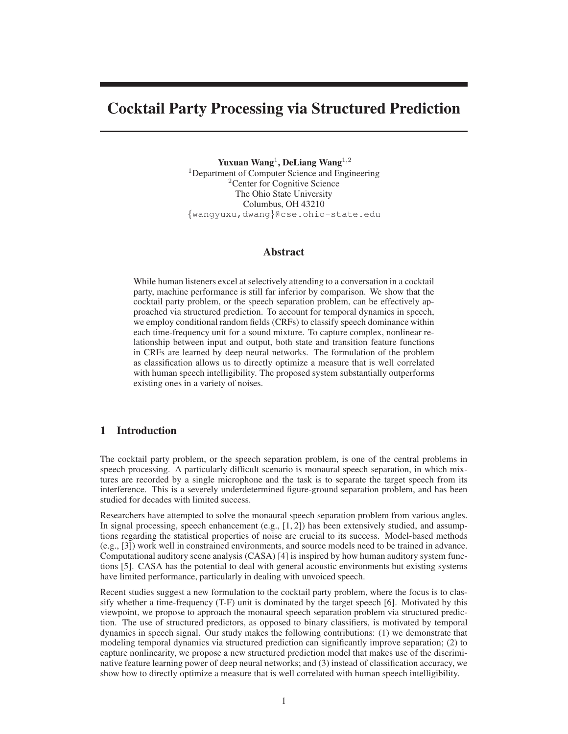# Cocktail Party Processing via Structured Prediction

**Yuxuan Wang**[1], **DeLiang Wang**[1,2]
[1]Department of Computer Science and Engineering
[2]Center for Cognitive Science
The Ohio State University
Columbus, OH 43210
{wangyuxu,dwang}@cse.ohio-state.edu

## Abstract

While human listeners excel at selectively attending to a conversation in a cocktail party, machine performance is still far inferior by comparison. We show that the cocktail party problem, or the speech separation problem, can be effectively approached via structured prediction. To account for temporal dynamics in speech, we employ conditional random fields (CRFs) to classify speech dominance within each time-frequency unit for a sound mixture. To capture complex, nonlinear relationship between input and output, both state and transition feature functions in CRFs are learned by deep neural networks. The formulation of the problem as classification allows us to directly optimize a measure that is well correlated with human speech intelligibility. The proposed system substantially outperforms existing ones in a variety of noises.

## 1 Introduction

The cocktail party problem, or the speech separation problem, is one of the central problems in speech processing. A particularly difficult scenario is monaural speech separation, in which mixtures are recorded by a single microphone and the task is to separate the target speech from its interference. This is a severely underdetermined figure-ground separation problem, and has been studied for decades with limited success.

Researchers have attempted to solve the monaural speech separation problem from various angles. In signal processing, speech enhancement (e.g., [1, 2]) has been extensively studied, and assumptions regarding the statistical properties of noise are crucial to its success. Model-based methods (e.g., [3]) work well in constrained environments, and source models need to be trained in advance. Computational auditory scene analysis (CASA) [4] is inspired by how human auditory system functions [5]. CASA has the potential to deal with general acoustic environments but existing systems have limited performance, particularly in dealing with unvoiced speech.

Recent studies suggest a new formulation to the cocktail party problem, where the focus is to classify whether a time-frequency (T-F) unit is dominated by the target speech [6]. Motivated by this viewpoint, we propose to approach the monaural speech separation problem via structured prediction. The use of structured predictors, as opposed to binary classifiers, is motivated by temporal dynamics in speech signal. Our study makes the following contributions: (1) we demonstrate that modeling temporal dynamics via structured prediction can significantly improve separation; (2) to capture nonlinearity, we propose a new structured prediction model that makes use of the discriminative feature learning power of deep neural networks; and (3) instead of classification accuracy, we show how to directly optimize a measure that is well correlated with human speech intelligibility.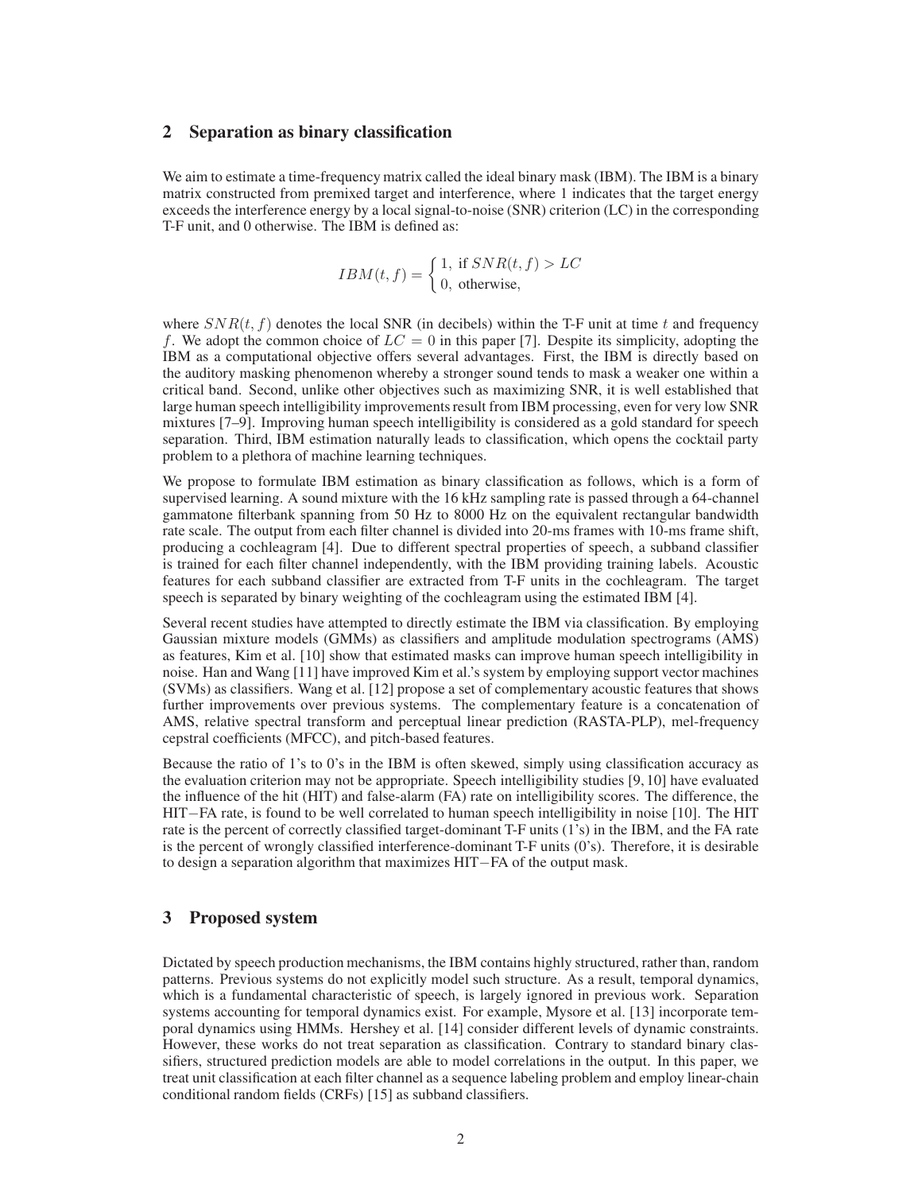## 2 Separation as binary classification

We aim to estimate a time-frequency matrix called the ideal binary mask (IBM). The IBM is a binary matrix constructed from premixed target and interference, where 1 indicates that the target energy exceeds the interference energy by a local signal-to-noise (SNR) criterion (LC) in the corresponding T-F unit, and 0 otherwise. The IBM is defined as:

$$IBM(t,f) = \begin{cases} 1, \text{ if } SNR(t,f) > LC \\ 0, \text{ otherwise,} \end{cases}$$

where $SNR(t, f)$ denotes the local SNR (in decibels) within the T-F unit at time $t$ and frequency $f$. We adopt the common choice of $LC = 0$ in this paper [7]. Despite its simplicity, adopting the IBM as a computational objective offers several advantages. First, the IBM is directly based on the auditory masking phenomenon whereby a stronger sound tends to mask a weaker one within a critical band. Second, unlike other objectives such as maximizing SNR, it is well established that large human speech intelligibility improvements result from IBM processing, even for very low SNR mixtures [7–9]. Improving human speech intelligibility is considered as a gold standard for speech separation. Third, IBM estimation naturally leads to classification, which opens the cocktail party problem to a plethora of machine learning techniques.

We propose to formulate IBM estimation as binary classification as follows, which is a form of supervised learning. A sound mixture with the 16 kHz sampling rate is passed through a 64-channel gammatone filterbank spanning from 50 Hz to 8000 Hz on the equivalent rectangular bandwidth rate scale. The output from each filter channel is divided into 20-ms frames with 10-ms frame shift, producing a cochleagram [4]. Due to different spectral properties of speech, a subband classifier is trained for each filter channel independently, with the IBM providing training labels. Acoustic features for each subband classifier are extracted from T-F units in the cochleagram. The target speech is separated by binary weighting of the cochleagram using the estimated IBM [4].

Several recent studies have attempted to directly estimate the IBM via classification. By employing Gaussian mixture models (GMMs) as classifiers and amplitude modulation spectrograms (AMS) as features, Kim et al. [10] show that estimated masks can improve human speech intelligibility in noise. Han and Wang [11] have improved Kim et al.'s system by employing support vector machines (SVMs) as classifiers. Wang et al. [12] propose a set of complementary acoustic features that shows further improvements over previous systems. The complementary feature is a concatenation of AMS, relative spectral transform and perceptual linear prediction (RASTA-PLP), mel-frequency cepstral coefficients (MFCC), and pitch-based features.

Because the ratio of 1's to 0's in the IBM is often skewed, simply using classification accuracy as the evaluation criterion may not be appropriate. Speech intelligibility studies [9, 10] have evaluated the influence of the hit (HIT) and false-alarm (FA) rate on intelligibility scores. The difference, the HIT−FA rate, is found to be well correlated to human speech intelligibility in noise [10]. The HIT rate is the percent of correctly classified target-dominant T-F units (1's) in the IBM, and the FA rate is the percent of wrongly classified interference-dominant T-F units (0's). Therefore, it is desirable to design a separation algorithm that maximizes HIT−FA of the output mask.

## 3 Proposed system

Dictated by speech production mechanisms, the IBM contains highly structured, rather than, random patterns. Previous systems do not explicitly model such structure. As a result, temporal dynamics, which is a fundamental characteristic of speech, is largely ignored in previous work. Separation systems accounting for temporal dynamics exist. For example, Mysore et al. [13] incorporate temporal dynamics using HMMs. Hershey et al. [14] consider different levels of dynamic constraints. However, these works do not treat separation as classification. Contrary to standard binary classifiers, structured prediction models are able to model correlations in the output. In this paper, we treat unit classification at each filter channel as a sequence labeling problem and employ linear-chain conditional random fields (CRFs) [15] as subband classifiers.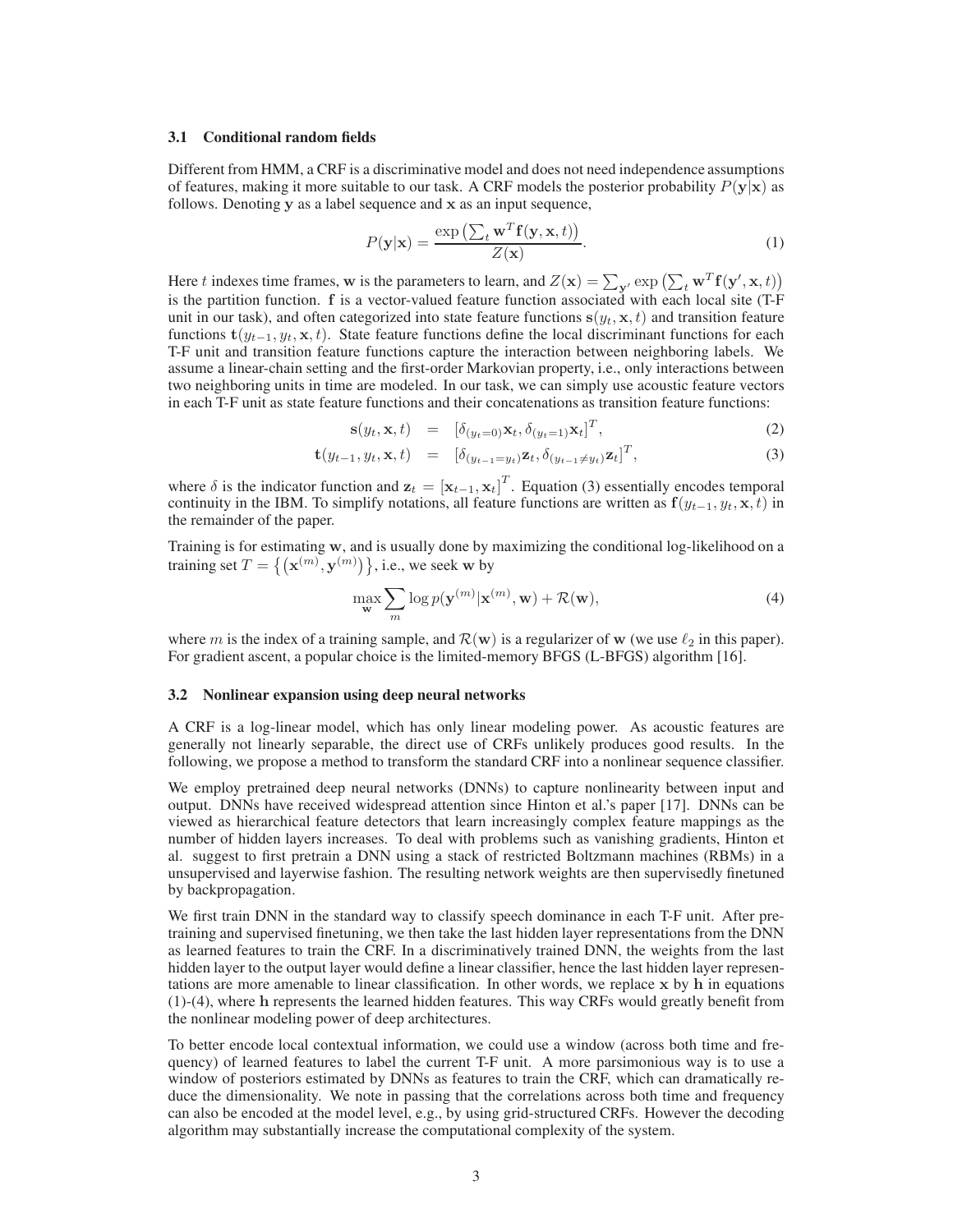### 3.1 Conditional random fields

Different from HMM, a CRF is a discriminative model and does not need independence assumptions of features, making it more suitable to our task. A CRF models the posterior probability $P(\mathbf{y}|\mathbf{x})$ as follows. Denoting $\mathbf{y}$ as a label sequence and $\mathbf{x}$ as an input sequence,

$$P(\mathbf{y}|\mathbf{x}) = \frac{\exp\left(\sum_t \mathbf{w}^T \mathbf{f}(\mathbf{y}, \mathbf{x}, t)\right)}{Z(\mathbf{x})}. \tag{1}$$

Here $t$ indexes time frames, $\mathbf{w}$ is the parameters to learn, and $Z(\mathbf{x}) = \sum_{\mathbf{y}'} \exp\left(\sum_t \mathbf{w}^T \mathbf{f}(\mathbf{y}', \mathbf{x}, t)\right)$ is the partition function. $\mathbf{f}$ is a vector-valued feature function associated with each local site (T-F unit in our task), and often categorized into state feature functions $\mathbf{s}(y_t, \mathbf{x}, t)$ and transition feature functions $\mathbf{t}(y_{t-1}, y_t, \mathbf{x}, t)$. State feature functions define the local discriminant functions for each T-F unit and transition feature functions capture the interaction between neighboring labels. We assume a linear-chain setting and the first-order Markovian property, i.e., only interactions between two neighboring units in time are modeled. In our task, we can simply use acoustic feature vectors in each T-F unit as state feature functions and their concatenations as transition feature functions:

$$\mathbf{s}(y_t, \mathbf{x}, t) = [\delta_{(y_t=0)}\mathbf{x}_t, \delta_{(y_t=1)}\mathbf{x}_t]^T, \tag{2}$$

$$\mathbf{t}(y_{t-1}, y_t, \mathbf{x}, t) = [\delta_{(y_{t-1}=y_t)}\mathbf{z}_t, \delta_{(y_{t-1}\neq y_t)}\mathbf{z}_t]^T, \tag{3}$$

where $\delta$ is the indicator function and $\mathbf{z}_t = [\mathbf{x}_{t-1}, \mathbf{x}_t]^T$. Equation (3) essentially encodes temporal continuity in the IBM. To simplify notations, all feature functions are written as $\mathbf{f}(y_{t-1}, y_t, \mathbf{x}, t)$ in the remainder of the paper.

Training is for estimating $\mathbf{w}$, and is usually done by maximizing the conditional log-likelihood on a training set $T = \left\{\left(\mathbf{x}^{(m)}, \mathbf{y}^{(m)}\right)\right\}$, i.e., we seek $\mathbf{w}$ by

$$\max_{\mathbf{w}} \sum_m \log p(\mathbf{y}^{(m)}|\mathbf{x}^{(m)}, \mathbf{w}) + \mathcal{R}(\mathbf{w}), \tag{4}$$

where $m$ is the index of a training sample, and $\mathcal{R}(\mathbf{w})$ is a regularizer of $\mathbf{w}$ (we use $\ell_2$ in this paper). For gradient ascent, a popular choice is the limited-memory BFGS (L-BFGS) algorithm [16].

### 3.2 Nonlinear expansion using deep neural networks

A CRF is a log-linear model, which has only linear modeling power. As acoustic features are generally not linearly separable, the direct use of CRFs unlikely produces good results. In the following, we propose a method to transform the standard CRF into a nonlinear sequence classifier.

We employ pretrained deep neural networks (DNNs) to capture nonlinearity between input and output. DNNs have received widespread attention since Hinton et al.'s paper [17]. DNNs can be viewed as hierarchical feature detectors that learn increasingly complex feature mappings as the number of hidden layers increases. To deal with problems such as vanishing gradients, Hinton et al. suggest to first pretrain a DNN using a stack of restricted Boltzmann machines (RBMs) in a unsupervised and layerwise fashion. The resulting network weights are then supervisedly finetuned by backpropagation.

We first train DNN in the standard way to classify speech dominance in each T-F unit. After pre-training and supervised finetuning, we then take the last hidden layer representations from the DNN as learned features to train the CRF. In a discriminatively trained DNN, the weights from the last hidden layer to the output layer would define a linear classifier, hence the last hidden layer representations are more amenable to linear classification. In other words, we replace $\mathbf{x}$ by $\mathbf{h}$ in equations (1)-(4), where $\mathbf{h}$ represents the learned hidden features. This way CRFs would greatly benefit from the nonlinear modeling power of deep architectures.

To better encode local contextual information, we could use a window (across both time and frequency) of learned features to label the current T-F unit. A more parsimonious way is to use a window of posteriors estimated by DNNs as features to train the CRF, which can dramatically reduce the dimensionality. We note in passing that the correlations across both time and frequency can also be encoded at the model level, e.g., by using grid-structured CRFs. However the decoding algorithm may substantially increase the computational complexity of the system.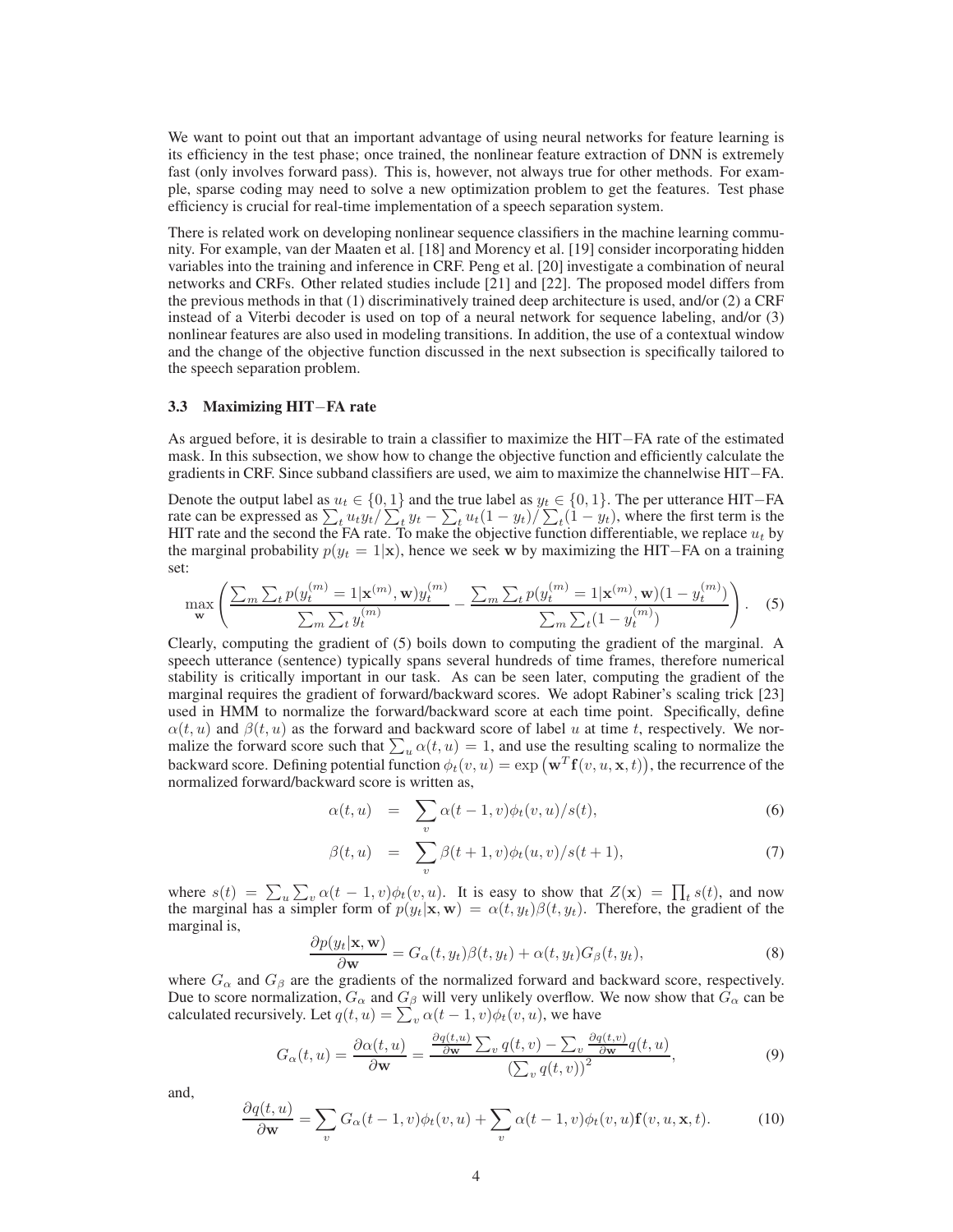We want to point out that an important advantage of using neural networks for feature learning is its efficiency in the test phase; once trained, the nonlinear feature extraction of DNN is extremely fast (only involves forward pass). This is, however, not always true for other methods. For example, sparse coding may need to solve a new optimization problem to get the features. Test phase efficiency is crucial for real-time implementation of a speech separation system.

There is related work on developing nonlinear sequence classifiers in the machine learning community. For example, van der Maaten et al. [18] and Morency et al. [19] consider incorporating hidden variables into the training and inference in CRF. Peng et al. [20] investigate a combination of neural networks and CRFs. Other related studies include [21] and [22]. The proposed model differs from the previous methods in that (1) discriminatively trained deep architecture is used, and/or (2) a CRF instead of a Viterbi decoder is used on top of a neural network for sequence labeling, and/or (3) nonlinear features are also used in modeling transitions. In addition, the use of a contextual window and the change of the objective function discussed in the next subsection is specifically tailored to the speech separation problem.

### 3.3 Maximizing HIT−FA rate

As argued before, it is desirable to train a classifier to maximize the HIT−FA rate of the estimated mask. In this subsection, we show how to change the objective function and efficiently calculate the gradients in CRF. Since subband classifiers are used, we aim to maximize the channelwise HIT−FA.

Denote the output label as $u_t \in \{0, 1\}$ and the true label as $y_t \in \{0, 1\}$. The per utterance HIT−FA rate can be expressed as $\sum_t u_t y_t / \sum_t y_t - \sum_t u_t(1 - y_t)/\sum_t(1 - y_t)$, where the first term is the HIT rate and the second the FA rate. To make the objective function differentiable, we replace $u_t$ by the marginal probability $p(y_t = 1|\mathbf{x})$, hence we seek $\mathbf{w}$ by maximizing the HIT−FA on a training set:

$$\max_{\mathbf{w}} \left( \frac{\sum_m \sum_t p(y_t^{(m)} = 1|\mathbf{x}^{(m)}, \mathbf{w}) y_t^{(m)}}{\sum_m \sum_t y_t^{(m)}} - \frac{\sum_m \sum_t p(y_t^{(m)} = 1|\mathbf{x}^{(m)}, \mathbf{w})(1 - y_t^{(m)})}{\sum_m \sum_t (1 - y_t^{(m)})} \right). \tag{5}$$

Clearly, computing the gradient of (5) boils down to computing the gradient of the marginal. A speech utterance (sentence) typically spans several hundreds of time frames, therefore numerical stability is critically important in our task. As can be seen later, computing the gradient of the marginal requires the gradient of forward/backward scores. We adopt Rabiner's scaling trick [23] used in HMM to normalize the forward/backward score at each time point. Specifically, define $\alpha(t, u)$ and $\beta(t, u)$ as the forward and backward score of label $u$ at time $t$, respectively. We normalize the forward score such that $\sum_u \alpha(t, u) = 1$, and use the resulting scaling to normalize the backward score. Defining potential function $\phi_t(v, u) = \exp\left(\mathbf{w}^T \mathbf{f}(v, u, \mathbf{x}, t)\right)$, the recurrence of the normalized forward/backward score is written as,

$$\alpha(t, u) = \sum_v \alpha(t - 1, v)\phi_t(v, u)/s(t), \tag{6}$$

$$\beta(t, u) = \sum_v \beta(t + 1, v)\phi_t(u, v)/s(t + 1), \tag{7}$$

where $s(t) = \sum_u \sum_v \alpha(t - 1, v)\phi_t(v, u)$. It is easy to show that $Z(\mathbf{x}) = \prod_t s(t)$, and now the marginal has a simpler form of $p(y_t|\mathbf{x}, \mathbf{w}) = \alpha(t, y_t)\beta(t, y_t)$. Therefore, the gradient of the marginal is,

$$\frac{\partial p(y_t|\mathbf{x}, \mathbf{w})}{\partial \mathbf{w}} = G_\alpha(t, y_t)\beta(t, y_t) + \alpha(t, y_t)G_\beta(t, y_t), \tag{8}$$

where $G_\alpha$ and $G_\beta$ are the gradients of the normalized forward and backward score, respectively. Due to score normalization, $G_\alpha$ and $G_\beta$ will very unlikely overflow. We now show that $G_\alpha$ can be calculated recursively. Let $q(t, u) = \sum_v \alpha(t - 1, v)\phi_t(v, u)$, we have

$$G_\alpha(t, u) = \frac{\partial \alpha(t, u)}{\partial \mathbf{w}} = \frac{\frac{\partial q(t,u)}{\partial \mathbf{w}} \sum_v q(t, v) - \sum_v \frac{\partial q(t,v)}{\partial \mathbf{w}} q(t, u)}{\left(\sum_v q(t, v)\right)^2}, \tag{9}$$

and,

$$\frac{\partial q(t, u)}{\partial \mathbf{w}} = \sum_v G_\alpha(t - 1, v)\phi_t(v, u) + \sum_v \alpha(t - 1, v)\phi_t(v, u)\mathbf{f}(v, u, \mathbf{x}, t). \tag{10}$$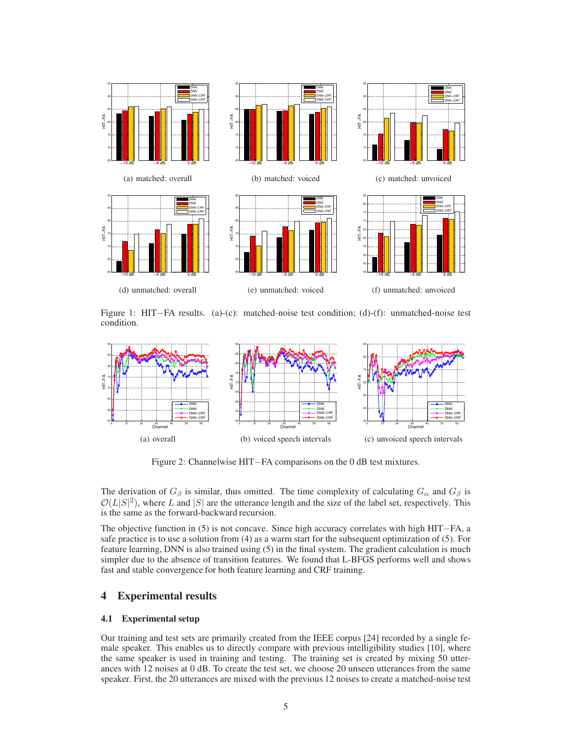(a) matched: overall

(b) matched: voiced

(c) matched: unvoiced

(d) unmatched: overall

(e) unmatched: voiced

(f) unmatched: unvoiced

Figure 1: HIT−FA results. (a)-(c): matched-noise test condition; (d)-(f): unmatched-noise test condition.

(a) overall

(b) voiced speech intervals

(c) unvoiced speech intervals

Figure 2: Channelwise HIT−FA comparisons on the 0 dB test mixtures.

The derivation of $G_\beta$ is similar, thus omitted. The time complexity of calculating $G_\alpha$ and $G_\beta$ is $\mathcal{O}(L|S|^2)$, where $L$ and $|S|$ are the utterance length and the size of the label set, respectively. This is the same as the forward-backward recursion.

The objective function in (5) is not concave. Since high accuracy correlates with high HIT−FA, a safe practice is to use a solution from (4) as a warm start for the subsequent optimization of (5). For feature learning, DNN is also trained using (5) in the final system. The gradient calculation is much simpler due to the absence of transition features. We found that L-BFGS performs well and shows fast and stable convergence for both feature learning and CRF training.

## 4 Experimental results

### 4.1 Experimental setup

Our training and test sets are primarily created from the IEEE corpus [24] recorded by a single female speaker. This enables us to directly compare with previous intelligibility studies [10], where the same speaker is used in training and testing. The training set is created by mixing 50 utterances with 12 noises at 0 dB. To create the test set, we choose 20 unseen utterances from the same speaker. First, the 20 utterances are mixed with the previous 12 noises to create a matched-noise test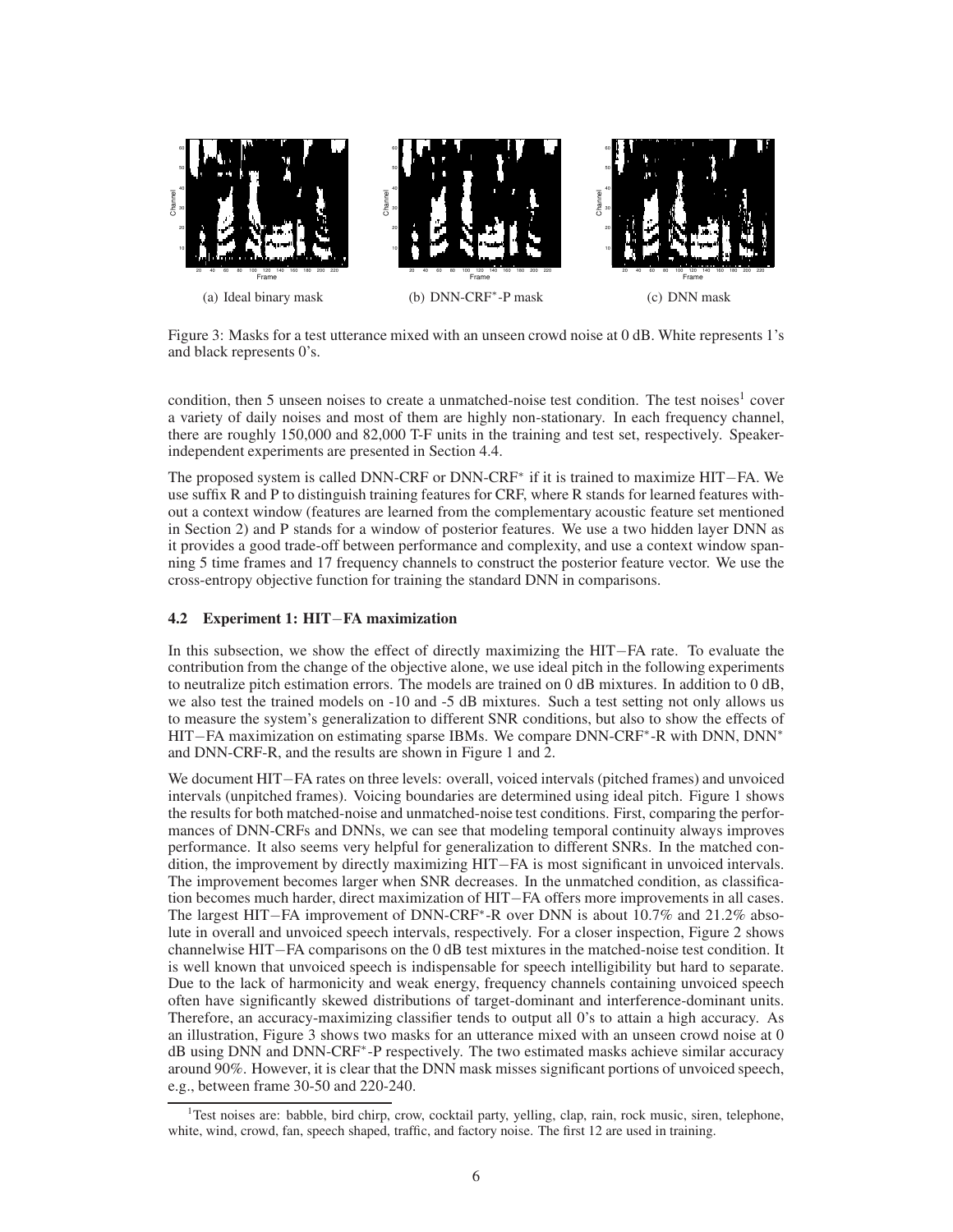(a) Ideal binary mask

(b) DNN-CRF*-P mask

(c) DNN mask

Figure 3: Masks for a test utterance mixed with an unseen crowd noise at 0 dB. White represents 1's and black represents 0's.

condition, then 5 unseen noises to create a unmatched-noise test condition. The test noises[1] cover a variety of daily noises and most of them are highly non-stationary. In each frequency channel, there are roughly 150,000 and 82,000 T-F units in the training and test set, respectively. Speaker-independent experiments are presented in Section 4.4.

The proposed system is called DNN-CRF or DNN-CRF* if it is trained to maximize HIT−FA. We use suffix R and P to distinguish training features for CRF, where R stands for learned features without a context window (features are learned from the complementary acoustic feature set mentioned in Section 2) and P stands for a window of posterior features. We use a two hidden layer DNN as it provides a good trade-off between performance and complexity, and use a context window spanning 5 time frames and 17 frequency channels to construct the posterior feature vector. We use the cross-entropy objective function for training the standard DNN in comparisons.

### 4.2 Experiment 1: HIT−FA maximization

In this subsection, we show the effect of directly maximizing the HIT−FA rate. To evaluate the contribution from the change of the objective alone, we use ideal pitch in the following experiments to neutralize pitch estimation errors. The models are trained on 0 dB mixtures. In addition to 0 dB, we also test the trained models on -10 and -5 dB mixtures. Such a test setting not only allows us to measure the system's generalization to different SNR conditions, but also to show the effects of HIT−FA maximization on estimating sparse IBMs. We compare DNN-CRF*-R with DNN, DNN* and DNN-CRF-R, and the results are shown in Figure 1 and 2.

We document HIT−FA rates on three levels: overall, voiced intervals (pitched frames) and unvoiced intervals (unpitched frames). Voicing boundaries are determined using ideal pitch. Figure 1 shows the results for both matched-noise and unmatched-noise test conditions. First, comparing the performances of DNN-CRFs and DNNs, we can see that modeling temporal continuity always improves performance. It also seems very helpful for generalization to different SNRs. In the matched condition, the improvement by directly maximizing HIT−FA is most significant in unvoiced intervals. The improvement becomes larger when SNR decreases. In the unmatched condition, as classification becomes much harder, direct maximization of HIT−FA offers more improvements in all cases. The largest HIT−FA improvement of DNN-CRF*-R over DNN is about 10.7% and 21.2% absolute in overall and unvoiced speech intervals, respectively. For a closer inspection, Figure 2 shows channelwise HIT−FA comparisons on the 0 dB test mixtures in the matched-noise test condition. It is well known that unvoiced speech is indispensable for speech intelligibility but hard to separate. Due to the lack of harmonicity and weak energy, frequency channels containing unvoiced speech often have significantly skewed distributions of target-dominant and interference-dominant units. Therefore, an accuracy-maximizing classifier tends to output all 0's to attain a high accuracy. As an illustration, Figure 3 shows two masks for an utterance mixed with an unseen crowd noise at 0 dB using DNN and DNN-CRF*-P respectively. The two estimated masks achieve similar accuracy around 90%. However, it is clear that the DNN mask misses significant portions of unvoiced speech, e.g., between frame 30-50 and 220-240.

[1]Test noises are: babble, bird chirp, crow, cocktail party, yelling, clap, rain, rock music, siren, telephone, white, wind, crowd, fan, speech shaped, traffic, and factory noise. The first 12 are used in training.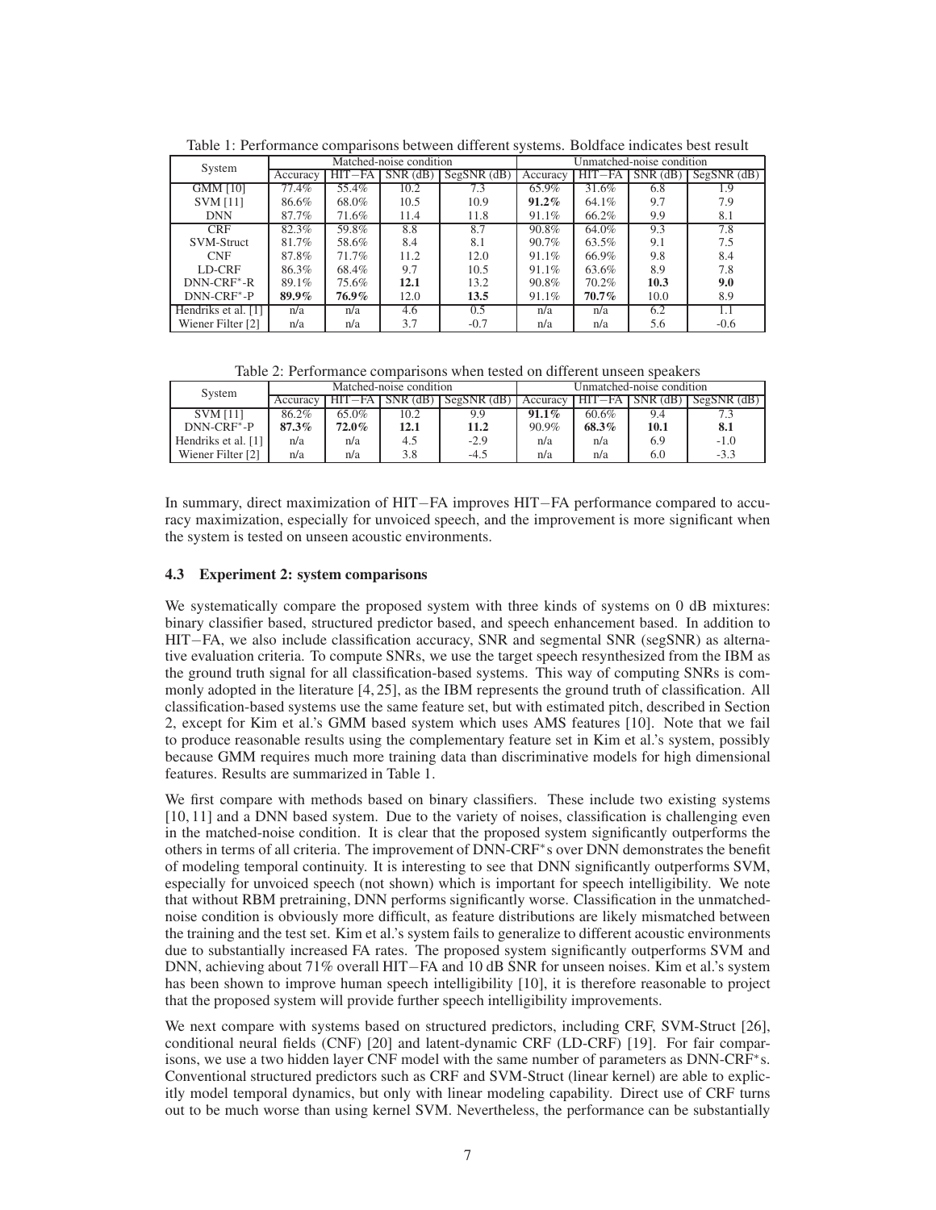Table 1: Performance comparisons between different systems. Boldface indicates best result

| System | Matched-noise condition | | | | Unmatched-noise condition | | | |
|---|---|---|---|---|---|---|---|---|
| | Accuracy | HIT−FA | SNR (dB) | SegSNR (dB) | Accuracy | HIT−FA | SNR (dB) | SegSNR (dB) |
| GMM [10] | 77.4% | 55.4% | 10.2 | 7.3 | 65.9% | 31.6% | 6.8 | 1.9 |
| SVM [11] | 86.6% | 68.0% | 10.5 | 10.9 | **91.2%** | 64.1% | 9.7 | 7.9 |
| DNN | 87.7% | 71.6% | 11.4 | 11.8 | 91.1% | 66.2% | 9.9 | 8.1 |
| CRF | 82.3% | 59.8% | 8.8 | 8.7 | 90.8% | 64.0% | 9.3 | 7.8 |
| SVM-Struct | 81.7% | 58.6% | 8.4 | 8.1 | 90.7% | 63.5% | 9.1 | 7.5 |
| CNF | 87.8% | 71.7% | 11.2 | 12.0 | 91.1% | 66.9% | 9.8 | 8.4 |
| LD-CRF | 86.3% | 68.4% | 9.7 | 10.5 | 91.1% | 63.6% | 8.9 | 7.8 |
| DNN-CRF*-R | 89.1% | 75.6% | **12.1** | 13.2 | 90.8% | 70.2% | **10.3** | **9.0** |
| DNN-CRF*-P | **89.9%** | **76.9%** | 12.0 | **13.5** | 91.1% | **70.7%** | 10.0 | 8.9 |
| Hendriks et al. [1] | n/a | n/a | 4.6 | 0.5 | n/a | n/a | 6.2 | 1.1 |
| Wiener Filter [2] | n/a | n/a | 3.7 | -0.7 | n/a | n/a | 5.6 | -0.6 |

Table 2: Performance comparisons when tested on different unseen speakers

| System | Matched-noise condition | | | | Unmatched-noise condition | | | |
|---|---|---|---|---|---|---|---|---|
| | Accuracy | HIT−FA | SNR (dB) | SegSNR (dB) | Accuracy | HIT−FA | SNR (dB) | SegSNR (dB) |
| SVM [11] | 86.2% | 65.0% | 10.2 | 9.9 | **91.1%** | 60.6% | 9.4 | 7.3 |
| DNN-CRF*-P | **87.3%** | **72.0%** | **12.1** | **11.2** | 90.9% | **68.3%** | **10.1** | **8.1** |
| Hendriks et al. [1] | n/a | n/a | 4.5 | -2.9 | n/a | n/a | 6.9 | -1.0 |
| Wiener Filter [2] | n/a | n/a | 3.8 | -4.5 | n/a | n/a | 6.0 | -3.3 |

In summary, direct maximization of HIT−FA improves HIT−FA performance compared to accuracy maximization, especially for unvoiced speech, and the improvement is more significant when the system is tested on unseen acoustic environments.

### 4.3 Experiment 2: system comparisons

We systematically compare the proposed system with three kinds of systems on 0 dB mixtures: binary classifier based, structured predictor based, and speech enhancement based. In addition to HIT−FA, we also include classification accuracy, SNR and segmental SNR (segSNR) as alternative evaluation criteria. To compute SNRs, we use the target speech resynthesized from the IBM as the ground truth signal for all classification-based systems. This way of computing SNRs is commonly adopted in the literature [4, 25], as the IBM represents the ground truth of classification. All classification-based systems use the same feature set, but with estimated pitch, described in Section 2, except for Kim et al.'s GMM based system which uses AMS features [10]. Note that we fail to produce reasonable results using the complementary feature set in Kim et al.'s system, possibly because GMM requires much more training data than discriminative models for high dimensional features. Results are summarized in Table 1.

We first compare with methods based on binary classifiers. These include two existing systems [10, 11] and a DNN based system. Due to the variety of noises, classification is challenging even in the matched-noise condition. It is clear that the proposed system significantly outperforms the others in terms of all criteria. The improvement of DNN-CRF*s over DNN demonstrates the benefit of modeling temporal continuity. It is interesting to see that DNN significantly outperforms SVM, especially for unvoiced speech (not shown) which is important for speech intelligibility. We note that without RBM pretraining, DNN performs significantly worse. Classification in the unmatched-noise condition is obviously more difficult, as feature distributions are likely mismatched between the training and the test set. Kim et al.'s system fails to generalize to different acoustic environments due to substantially increased FA rates. The proposed system significantly outperforms SVM and DNN, achieving about 71% overall HIT−FA and 10 dB SNR for unseen noises. Kim et al.'s system has been shown to improve human speech intelligibility [10], it is therefore reasonable to project that the proposed system will provide further speech intelligibility improvements.

We next compare with systems based on structured predictors, including CRF, SVM-Struct [26], conditional neural fields (CNF) [20] and latent-dynamic CRF (LD-CRF) [19]. For fair comparisons, we use a two hidden layer CNF model with the same number of parameters as DNN-CRF*s. Conventional structured predictors such as CRF and SVM-Struct (linear kernel) are able to explicitly model temporal dynamics, but only with linear modeling capability. Direct use of CRF turns out to be much worse than using kernel SVM. Nevertheless, the performance can be substantially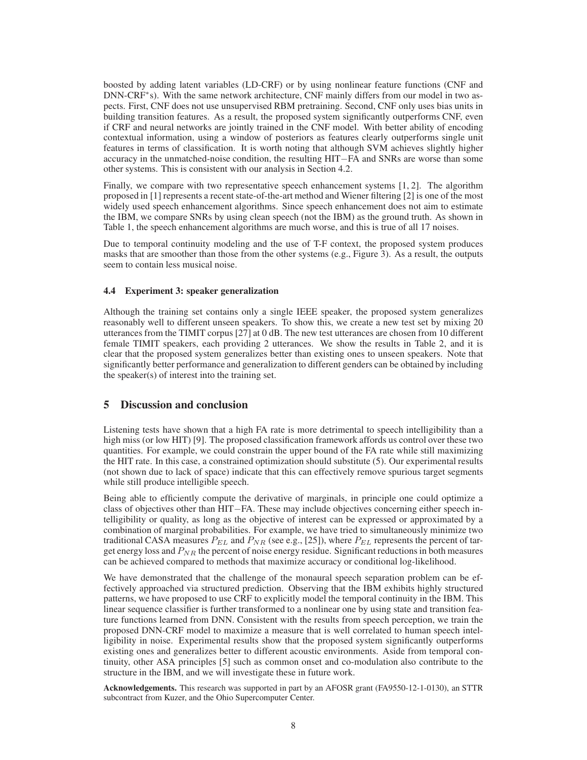boosted by adding latent variables (LD-CRF) or by using nonlinear feature functions (CNF and DNN-CRF$^*$s). With the same network architecture, CNF mainly differs from our model in two aspects. First, CNF does not use unsupervised RBM pretraining. Second, CNF only uses bias units in building transition features. As a result, the proposed system significantly outperforms CNF, even if CRF and neural networks are jointly trained in the CNF model. With better ability of encoding contextual information, using a window of posteriors as features clearly outperforms single unit features in terms of classification. It is worth noting that although SVM achieves slightly higher accuracy in the unmatched-noise condition, the resulting HIT−FA and SNRs are worse than some other systems. This is consistent with our analysis in Section 4.2.

Finally, we compare with two representative speech enhancement systems [1, 2]. The algorithm proposed in [1] represents a recent state-of-the-art method and Wiener filtering [2] is one of the most widely used speech enhancement algorithms. Since speech enhancement does not aim to estimate the IBM, we compare SNRs by using clean speech (not the IBM) as the ground truth. As shown in Table 1, the speech enhancement algorithms are much worse, and this is true of all 17 noises.

Due to temporal continuity modeling and the use of T-F context, the proposed system produces masks that are smoother than those from the other systems (e.g., Figure 3). As a result, the outputs seem to contain less musical noise.

### 4.4 Experiment 3: speaker generalization

Although the training set contains only a single IEEE speaker, the proposed system generalizes reasonably well to different unseen speakers. To show this, we create a new test set by mixing 20 utterances from the TIMIT corpus [27] at 0 dB. The new test utterances are chosen from 10 different female TIMIT speakers, each providing 2 utterances. We show the results in Table 2, and it is clear that the proposed system generalizes better than existing ones to unseen speakers. Note that significantly better performance and generalization to different genders can be obtained by including the speaker(s) of interest into the training set.

## 5 Discussion and conclusion

Listening tests have shown that a high FA rate is more detrimental to speech intelligibility than a high miss (or low HIT) [9]. The proposed classification framework affords us control over these two quantities. For example, we could constrain the upper bound of the FA rate while still maximizing the HIT rate. In this case, a constrained optimization should substitute (5). Our experimental results (not shown due to lack of space) indicate that this can effectively remove spurious target segments while still produce intelligible speech.

Being able to efficiently compute the derivative of marginals, in principle one could optimize a class of objectives other than HIT−FA. These may include objectives concerning either speech intelligibility or quality, as long as the objective of interest can be expressed or approximated by a combination of marginal probabilities. For example, we have tried to simultaneously minimize two traditional CASA measures $P_{EL}$ and $P_{NR}$ (see e.g., [25]), where $P_{EL}$ represents the percent of target energy loss and $P_{NR}$ the percent of noise energy residue. Significant reductions in both measures can be achieved compared to methods that maximize accuracy or conditional log-likelihood.

We have demonstrated that the challenge of the monaural speech separation problem can be effectively approached via structured prediction. Observing that the IBM exhibits highly structured patterns, we have proposed to use CRF to explicitly model the temporal continuity in the IBM. This linear sequence classifier is further transformed to a nonlinear one by using state and transition feature functions learned from DNN. Consistent with the results from speech perception, we train the proposed DNN-CRF model to maximize a measure that is well correlated to human speech intelligibility in noise. Experimental results show that the proposed system significantly outperforms existing ones and generalizes better to different acoustic environments. Aside from temporal continuity, other ASA principles [5] such as common onset and co-modulation also contribute to the structure in the IBM, and we will investigate these in future work.

**Acknowledgements.** This research was supported in part by an AFOSR grant (FA9550-12-1-0130), an STTR subcontract from Kuzer, and the Ohio Supercomputer Center.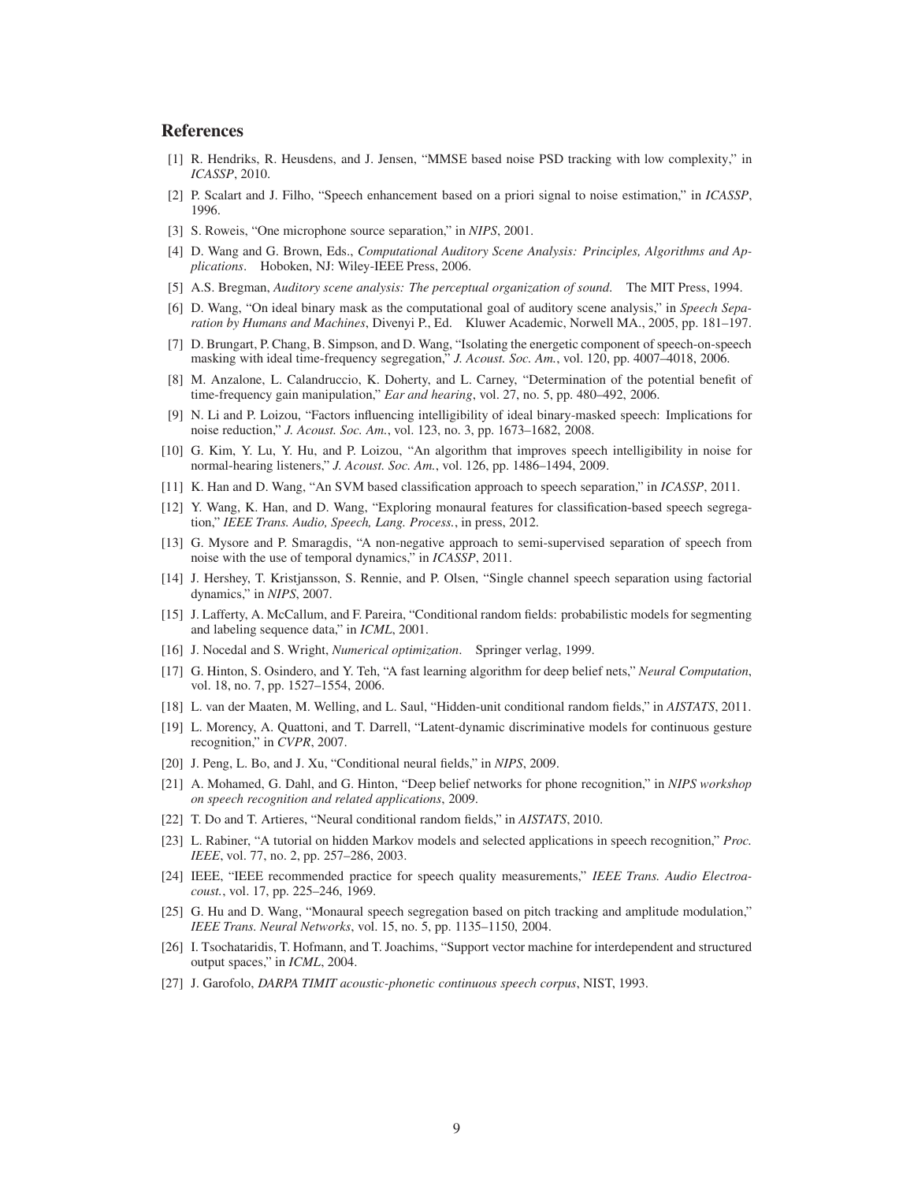## References

[1] R. Hendriks, R. Heusdens, and J. Jensen, "MMSE based noise PSD tracking with low complexity," in *ICASSP*, 2010.

[2] P. Scalart and J. Filho, "Speech enhancement based on a priori signal to noise estimation," in *ICASSP*, 1996.

[3] S. Roweis, "One microphone source separation," in *NIPS*, 2001.

[4] D. Wang and G. Brown, Eds., *Computational Auditory Scene Analysis: Principles, Algorithms and Applications*. Hoboken, NJ: Wiley-IEEE Press, 2006.

[5] A.S. Bregman, *Auditory scene analysis: The perceptual organization of sound*. The MIT Press, 1994.

[6] D. Wang, "On ideal binary mask as the computational goal of auditory scene analysis," in *Speech Separation by Humans and Machines*, Divenyi P., Ed. Kluwer Academic, Norwell MA., 2005, pp. 181–197.

[7] D. Brungart, P. Chang, B. Simpson, and D. Wang, "Isolating the energetic component of speech-on-speech masking with ideal time-frequency segregation," *J. Acoust. Soc. Am.*, vol. 120, pp. 4007–4018, 2006.

[8] M. Anzalone, L. Calandruccio, K. Doherty, and L. Carney, "Determination of the potential benefit of time-frequency gain manipulation," *Ear and hearing*, vol. 27, no. 5, pp. 480–492, 2006.

[9] N. Li and P. Loizou, "Factors influencing intelligibility of ideal binary-masked speech: Implications for noise reduction," *J. Acoust. Soc. Am.*, vol. 123, no. 3, pp. 1673–1682, 2008.

[10] G. Kim, Y. Lu, Y. Hu, and P. Loizou, "An algorithm that improves speech intelligibility in noise for normal-hearing listeners," *J. Acoust. Soc. Am.*, vol. 126, pp. 1486–1494, 2009.

[11] K. Han and D. Wang, "An SVM based classification approach to speech separation," in *ICASSP*, 2011.

[12] Y. Wang, K. Han, and D. Wang, "Exploring monaural features for classification-based speech segregation," *IEEE Trans. Audio, Speech, Lang. Process.*, in press, 2012.

[13] G. Mysore and P. Smaragdis, "A non-negative approach to semi-supervised separation of speech from noise with the use of temporal dynamics," in *ICASSP*, 2011.

[14] J. Hershey, T. Kristjansson, S. Rennie, and P. Olsen, "Single channel speech separation using factorial dynamics," in *NIPS*, 2007.

[15] J. Lafferty, A. McCallum, and F. Pareira, "Conditional random fields: probabilistic models for segmenting and labeling sequence data," in *ICML*, 2001.

[16] J. Nocedal and S. Wright, *Numerical optimization*. Springer verlag, 1999.

[17] G. Hinton, S. Osindero, and Y. Teh, "A fast learning algorithm for deep belief nets," *Neural Computation*, vol. 18, no. 7, pp. 1527–1554, 2006.

[18] L. van der Maaten, M. Welling, and L. Saul, "Hidden-unit conditional random fields," in *AISTATS*, 2011.

[19] L. Morency, A. Quattoni, and T. Darrell, "Latent-dynamic discriminative models for continuous gesture recognition," in *CVPR*, 2007.

[20] J. Peng, L. Bo, and J. Xu, "Conditional neural fields," in *NIPS*, 2009.

[21] A. Mohamed, G. Dahl, and G. Hinton, "Deep belief networks for phone recognition," in *NIPS workshop on speech recognition and related applications*, 2009.

[22] T. Do and T. Artieres, "Neural conditional random fields," in *AISTATS*, 2010.

[23] L. Rabiner, "A tutorial on hidden Markov models and selected applications in speech recognition," *Proc. IEEE*, vol. 77, no. 2, pp. 257–286, 2003.

[24] IEEE, "IEEE recommended practice for speech quality measurements," *IEEE Trans. Audio Electroacoust.*, vol. 17, pp. 225–246, 1969.

[25] G. Hu and D. Wang, "Monaural speech segregation based on pitch tracking and amplitude modulation," *IEEE Trans. Neural Networks*, vol. 15, no. 5, pp. 1135–1150, 2004.

[26] I. Tsochataridis, T. Hofmann, and T. Joachims, "Support vector machine for interdependent and structured output spaces," in *ICML*, 2004.

[27] J. Garofolo, *DARPA TIMIT acoustic-phonetic continuous speech corpus*, NIST, 1993.